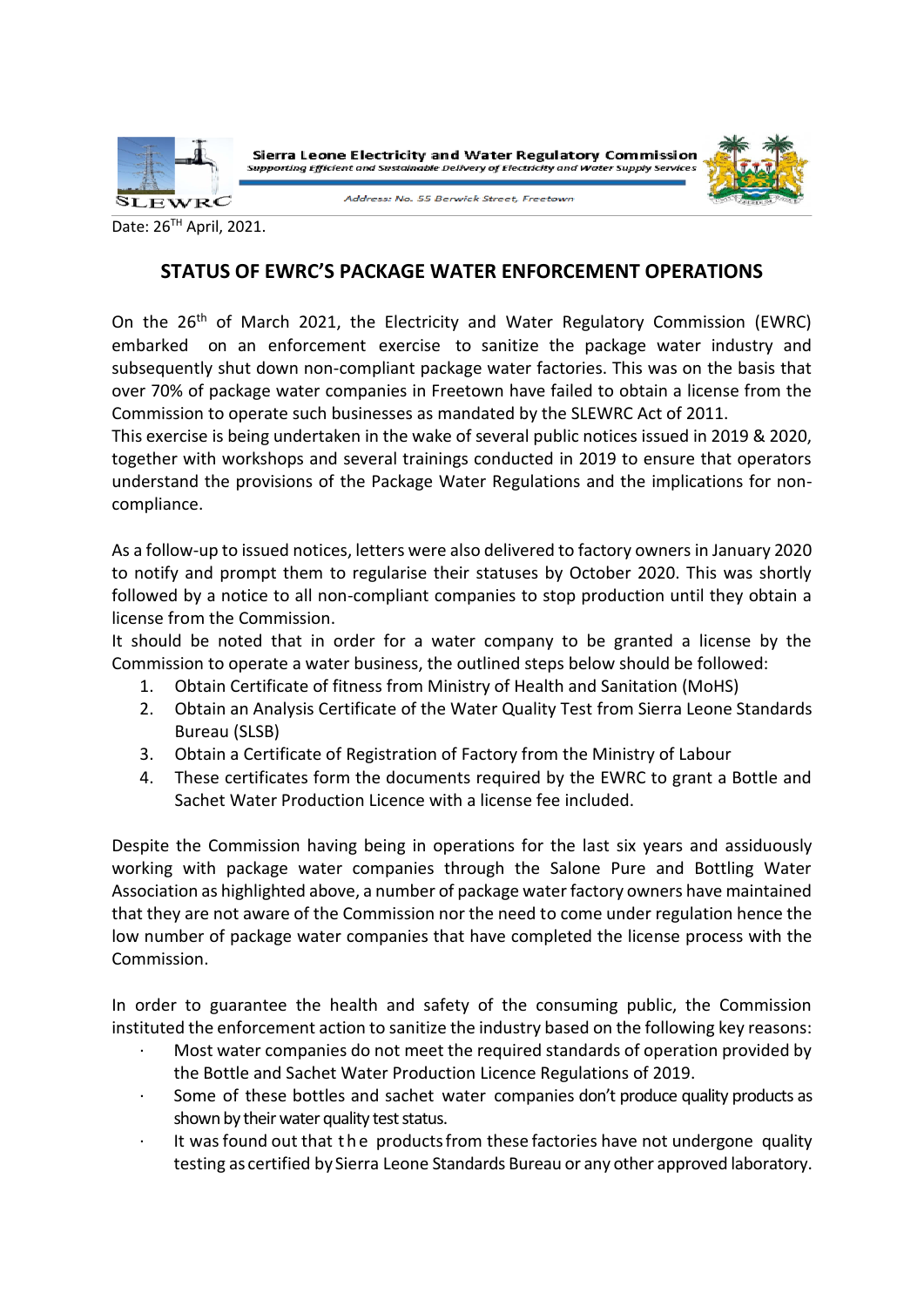Sierra Leone Electricity and Water Regulatory Commission

*Supporting Efficient and Sustainable Delivery of Electricity and Water Supply Services*

SLEWRC

*Address: No. 55 Berwick Street, Freetown*

Date: 26TH April, 2021.

# STATUS OF EWRC'S PACKAGE WATER ENFORCEMENT OPERATIONS

On the 26th of March 2021, the Electricity and Water Regulatory Commission (EWRC) embarked on an enforcement exercise to sanitize the package water industry and subsequently shut down non-compliant package water factories. This was on the basis that over 70% of package water companies in Freetown have failed to obtain a license from the Commission to operate such businesses as mandated by the SLEWRC Act of 2011.

This exercise is being undertaken in the wake of several public notices issued in 2019 & 2020, together with workshops and several trainings conducted in 2019 to ensure that operators understand the provisions of the Package Water Regulations and the implications for non-compliance.

As a follow-up to issued notices, letters were also delivered to factory owners in January 2020 to notify and prompt them to regularise their statuses by October 2020. This was shortly followed by a notice to all non-compliant companies to stop production until they obtain a license from the Commission.

It should be noted that in order for a water company to be granted a license by the Commission to operate a water business, the outlined steps below should be followed:

1. Obtain Certificate of fitness from Ministry of Health and Sanitation (MoHS)
2. Obtain an Analysis Certificate of the Water Quality Test from Sierra Leone Standards Bureau (SLSB)
3. Obtain a Certificate of Registration of Factory from the Ministry of Labour
4. These certificates form the documents required by the EWRC to grant a Bottle and Sachet Water Production Licence with a license fee included.

Despite the Commission having being in operations for the last six years and assiduously working with package water companies through the Salone Pure and Bottling Water Association as highlighted above, a number of package water factory owners have maintained that they are not aware of the Commission nor the need to come under regulation hence the low number of package water companies that have completed the license process with the Commission.

In order to guarantee the health and safety of the consuming public, the Commission instituted the enforcement action to sanitize the industry based on the following key reasons:

- Most water companies do not meet the required standards of operation provided by the Bottle and Sachet Water Production Licence Regulations of 2019.
- Some of these bottles and sachet water companies don't produce quality products as shown by their water quality test status.
- It was found out that the products from these factories have not undergone quality testing as certified by Sierra Leone Standards Bureau or any other approved laboratory.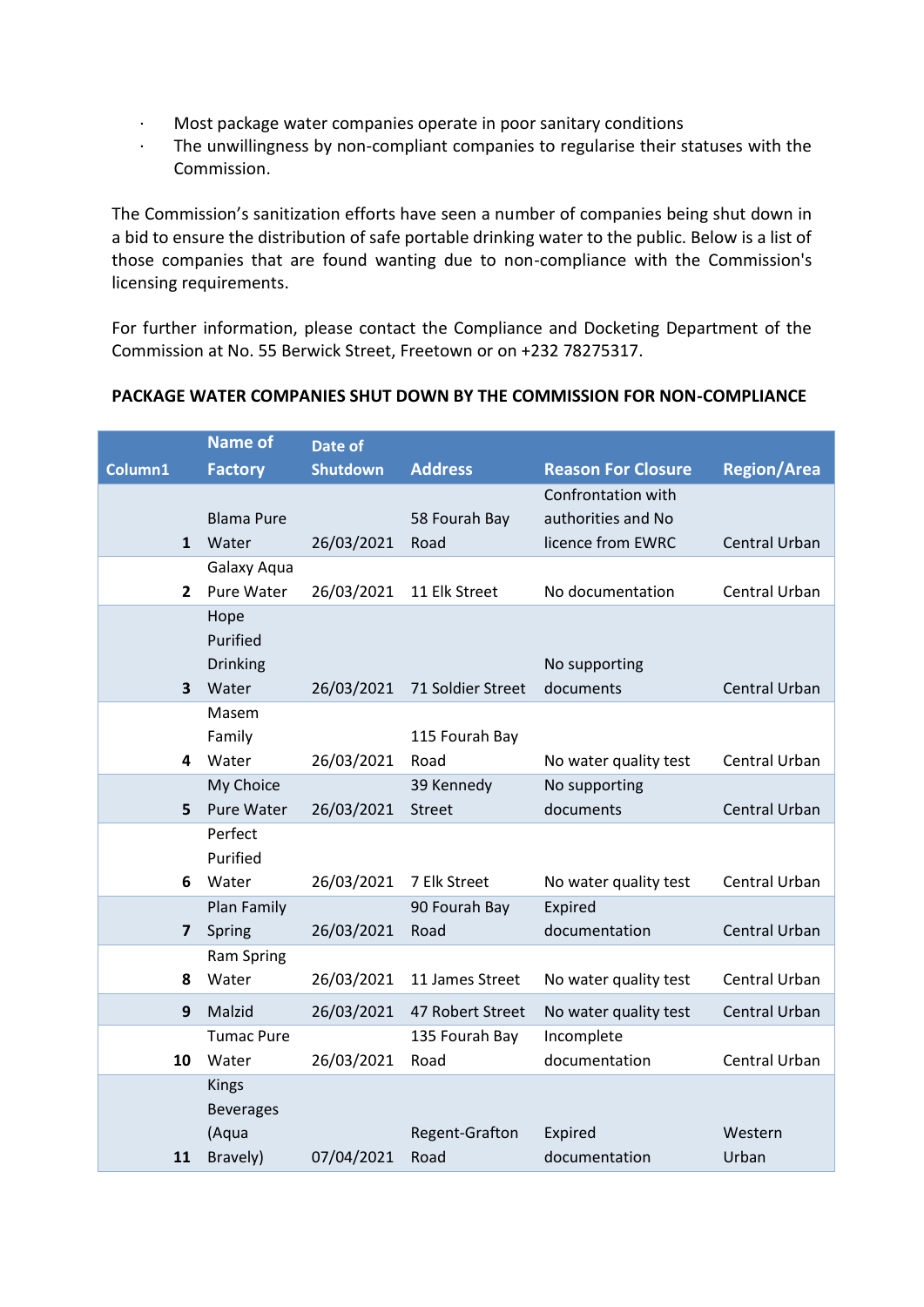- Most package water companies operate in poor sanitary conditions
- The unwillingness by non-compliant companies to regularise their statuses with the Commission.

The Commission's sanitization efforts have seen a number of companies being shut down in a bid to ensure the distribution of safe portable drinking water to the public. Below is a list of those companies that are found wanting due to non-compliance with the Commission's licensing requirements.

For further information, please contact the Compliance and Docketing Department of the Commission at No. 55 Berwick Street, Freetown or on +232 78275317.

**PACKAGE WATER COMPANIES SHUT DOWN BY THE COMMISSION FOR NON-COMPLIANCE**

| Column1 | Name of Factory | Date of Shutdown | Address | Reason For Closure | Region/Area |
|---|---|---|---|---|---|
| 1 | Blama Pure Water | 26/03/2021 | 58 Fourah Bay Road | Confrontation with authorities and No licence from EWRC | Central Urban |
| 2 | Galaxy Aqua Pure Water | 26/03/2021 | 11 Elk Street | No documentation | Central Urban |
| 3 | Hope Purified Drinking Water | 26/03/2021 | 71 Soldier Street | No supporting documents | Central Urban |
| 4 | Masem Family Water | 26/03/2021 | 115 Fourah Bay Road | No water quality test | Central Urban |
| 5 | My Choice Pure Water | 26/03/2021 | 39 Kennedy Street | No supporting documents | Central Urban |
| 6 | Perfect Purified Water | 26/03/2021 | 7 Elk Street | No water quality test | Central Urban |
| 7 | Plan Family Spring | 26/03/2021 | 90 Fourah Bay Road | Expired documentation | Central Urban |
| 8 | Ram Spring Water | 26/03/2021 | 11 James Street | No water quality test | Central Urban |
| 9 | Malzid | 26/03/2021 | 47 Robert Street | No water quality test | Central Urban |
| 10 | Tumac Pure Water | 26/03/2021 | 135 Fourah Bay Road | Incomplete documentation | Central Urban |
| 11 | Kings Beverages (Aqua Bravely) | 07/04/2021 | Regent-Grafton Road | Expired documentation | Western Urban |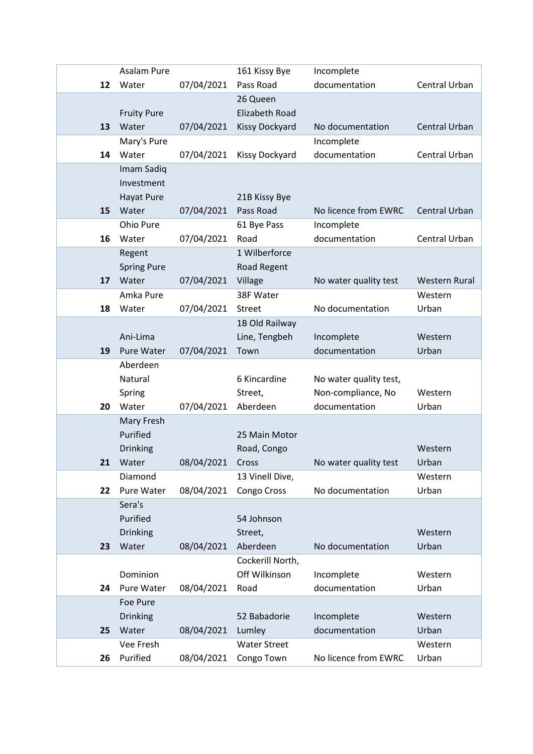| | | | | | |
|---|---|---|---|---|---|
| **12** | Asalam Pure Water | 07/04/2021 | 161 Kissy Bye Pass Road | Incomplete documentation | Central Urban |
| **13** | Fruity Pure Water | 07/04/2021 | 26 Queen Elizabeth Road Kissy Dockyard | No documentation | Central Urban |
| **14** | Mary's Pure Water | 07/04/2021 | Kissy Dockyard | Incomplete documentation | Central Urban |
| **15** | Imam Sadiq Investment Hayat Pure Water | 07/04/2021 | 21B Kissy Bye Pass Road | No licence from EWRC | Central Urban |
| **16** | Ohio Pure Water | 07/04/2021 | 61 Bye Pass Road | Incomplete documentation | Central Urban |
| **17** | Regent Spring Pure Water | 07/04/2021 | 1 Wilberforce Road Regent Village | No water quality test | Western Rural |
| **18** | Amka Pure Water | 07/04/2021 | 38F Water Street | No documentation | Western Urban |
| **19** | Ani-Lima Pure Water | 07/04/2021 | 1B Old Railway Line, Tengbeh Town | Incomplete documentation | Western Urban |
| **20** | Aberdeen Natural Spring Water | 07/04/2021 | 6 Kincardine Street, Aberdeen | No water quality test, Non-compliance, No documentation | Western Urban |
| **21** | Mary Fresh Purified Drinking Water | 08/04/2021 | 25 Main Motor Road, Congo Cross | No water quality test | Western Urban |
| **22** | Diamond Pure Water | 08/04/2021 | 13 Vinell Dive, Congo Cross | No documentation | Western Urban |
| **23** | Sera's Purified Drinking Water | 08/04/2021 | 54 Johnson Street, Aberdeen | No documentation | Western Urban |
| **24** | Dominion Pure Water | 08/04/2021 | Cockerill North, Off Wilkinson Road | Incomplete documentation | Western Urban |
| **25** | Foe Pure Drinking Water | 08/04/2021 | 52 Babadorie Lumley | Incomplete documentation | Western Urban |
| **26** | Vee Fresh Purified | 08/04/2021 | Water Street Congo Town | No licence from EWRC | Western Urban |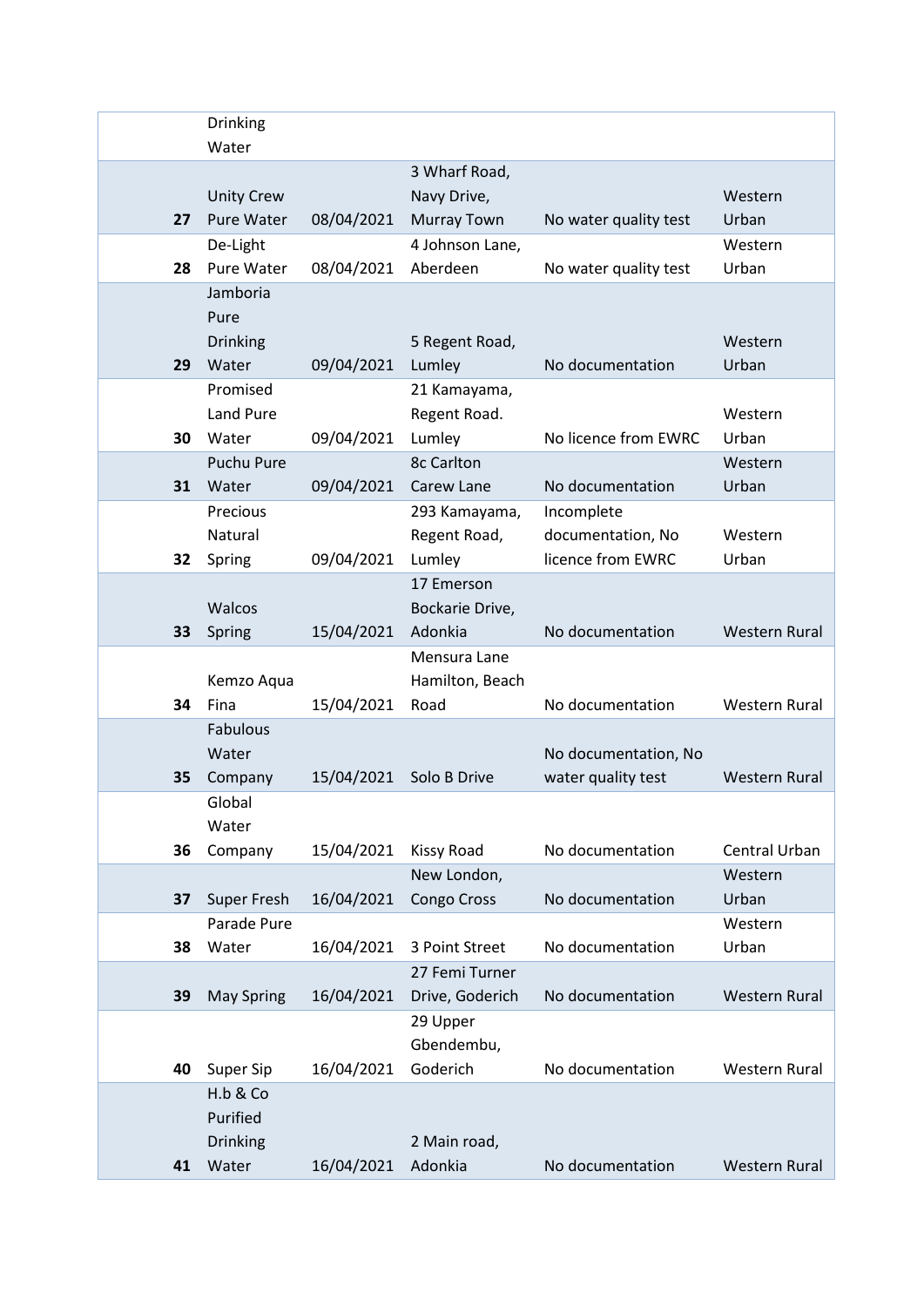|  | Drinking Water |  |  |  |  |
|---|---|---|---|---|---|
| 27 | Unity Crew Pure Water | 08/04/2021 | 3 Wharf Road, Navy Drive, Murray Town | No water quality test | Western Urban |
| 28 | De-Light Pure Water | 08/04/2021 | 4 Johnson Lane, Aberdeen | No water quality test | Western Urban |
| 29 | Jamboria Pure Drinking Water | 09/04/2021 | 5 Regent Road, Lumley | No documentation | Western Urban |
| 30 | Promised Land Pure Water | 09/04/2021 | 21 Kamayama, Regent Road. Lumley | No licence from EWRC | Western Urban |
| 31 | Puchu Pure Water | 09/04/2021 | 8c Carlton Carew Lane | No documentation | Western Urban |
| 32 | Precious Natural Spring | 09/04/2021 | 293 Kamayama, Regent Road, Lumley | Incomplete documentation, No licence from EWRC | Western Urban |
| 33 | Walcos Spring | 15/04/2021 | 17 Emerson Bockarie Drive, Adonkia | No documentation | Western Rural |
| 34 | Kemzo Aqua Fina | 15/04/2021 | Mensura Lane Hamilton, Beach Road | No documentation | Western Rural |
| 35 | Fabulous Water Company | 15/04/2021 | Solo B Drive | No documentation, No water quality test | Western Rural |
| 36 | Global Water Company | 15/04/2021 | Kissy Road | No documentation | Central Urban |
| 37 | Super Fresh | 16/04/2021 | New London, Congo Cross | No documentation | Western Urban |
| 38 | Parade Pure Water | 16/04/2021 | 3 Point Street | No documentation | Western Urban |
| 39 | May Spring | 16/04/2021 | 27 Femi Turner Drive, Goderich | No documentation | Western Rural |
| 40 | Super Sip | 16/04/2021 | 29 Upper Gbendembu, Goderich | No documentation | Western Rural |
| 41 | H.b & Co Purified Drinking Water | 16/04/2021 | 2 Main road, Adonkia | No documentation | Western Rural |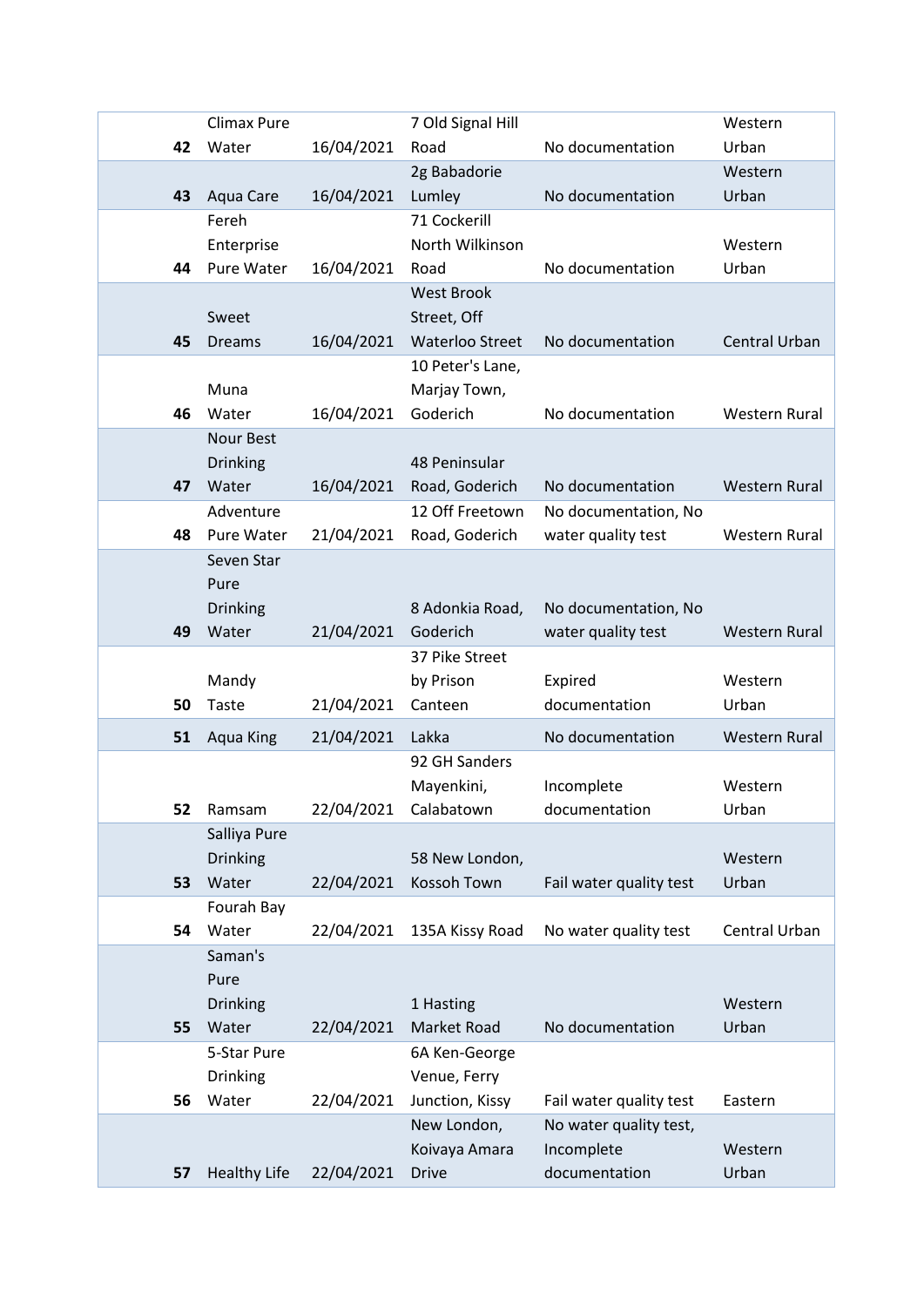| | | | | | |
|---|---|---|---|---|---|
| 42 | Climax Pure Water | 16/04/2021 | 7 Old Signal Hill Road | No documentation | Western Urban |
| 43 | Aqua Care | 16/04/2021 | 2g Babadorie Lumley | No documentation | Western Urban |
| 44 | Fereh Enterprise Pure Water | 16/04/2021 | 71 Cockerill North Wilkinson Road | No documentation | Western Urban |
| 45 | Sweet Dreams | 16/04/2021 | West Brook Street, Off Waterloo Street | No documentation | Central Urban |
| 46 | Muna Water | 16/04/2021 | 10 Peter's Lane, Marjay Town, Goderich | No documentation | Western Rural |
| 47 | Nour Best Drinking Water | 16/04/2021 | 48 Peninsular Road, Goderich | No documentation | Western Rural |
| 48 | Adventure Pure Water | 21/04/2021 | 12 Off Freetown Road, Goderich | No documentation, No water quality test | Western Rural |
| 49 | Seven Star Pure Drinking Water | 21/04/2021 | 8 Adonkia Road, Goderich | No documentation, No water quality test | Western Rural |
| 50 | Mandy Taste | 21/04/2021 | 37 Pike Street by Prison Canteen | Expired documentation | Western Urban |
| 51 | Aqua King | 21/04/2021 | Lakka | No documentation | Western Rural |
| 52 | Ramsam | 22/04/2021 | 92 GH Sanders Mayenkini, Calabatown | Incomplete documentation | Western Urban |
| 53 | Salliya Pure Drinking Water | 22/04/2021 | 58 New London, Kossoh Town | Fail water quality test | Western Urban |
| 54 | Fourah Bay Water | 22/04/2021 | 135A Kissy Road | No water quality test | Central Urban |
| 55 | Saman's Pure Drinking Water | 22/04/2021 | 1 Hasting Market Road | No documentation | Western Urban |
| 56 | 5-Star Pure Drinking Water | 22/04/2021 | 6A Ken-George Venue, Ferry Junction, Kissy | Fail water quality test | Eastern |
| 57 | Healthy Life | 22/04/2021 | New London, Koivaya Amara Drive | No water quality test, Incomplete documentation | Western Urban |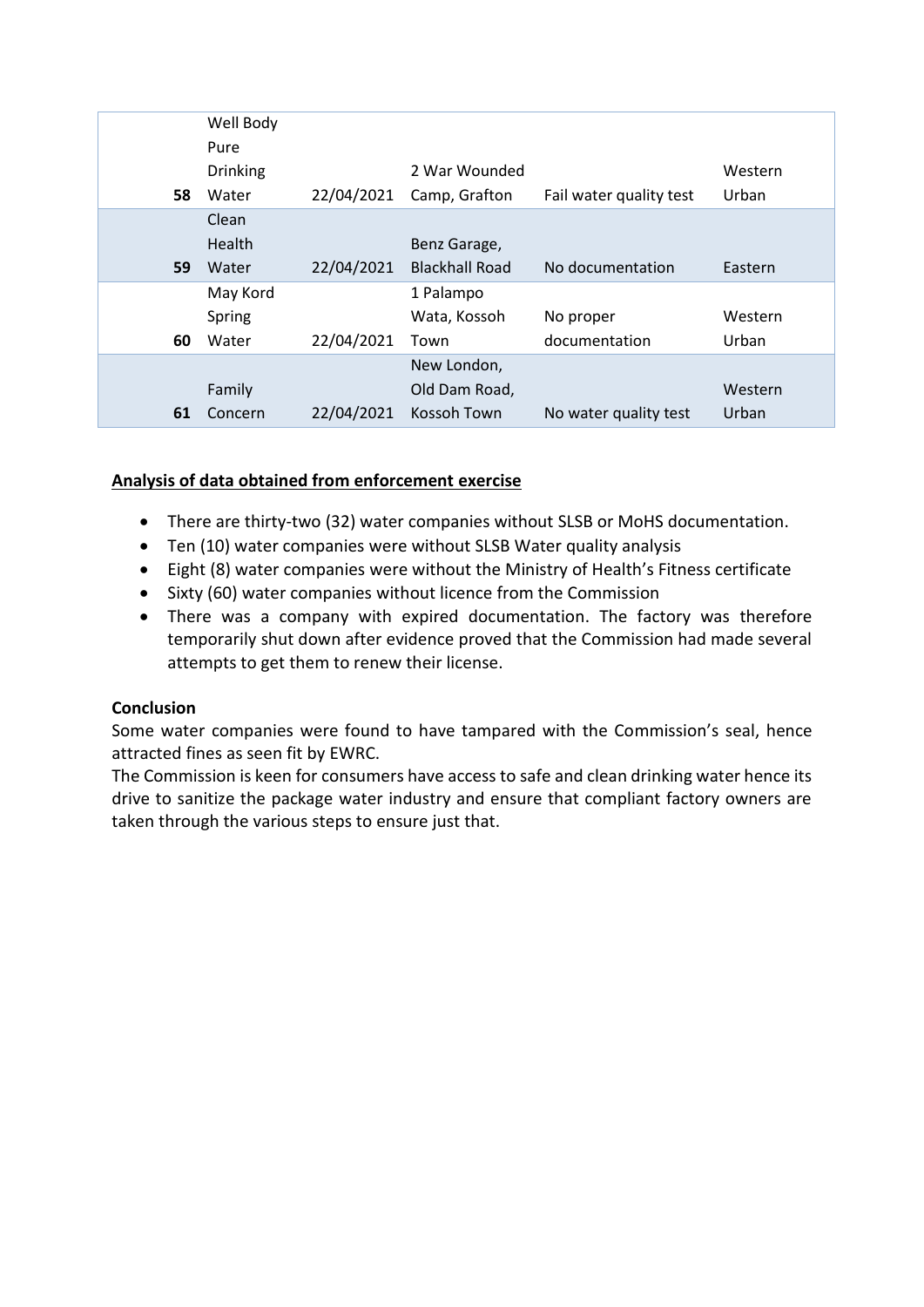| | | | | | |
|---|---|---|---|---|---|
| 58 | Well Body Pure Drinking Water | 22/04/2021 | 2 War Wounded Camp, Grafton | Fail water quality test | Western Urban |
| 59 | Clean Health Water | 22/04/2021 | Benz Garage, Blackhall Road | No documentation | Eastern |
| 60 | May Kord Spring Water | 22/04/2021 | 1 Palampo Wata, Kossoh Town | No proper documentation | Western Urban |
| 61 | Family Concern | 22/04/2021 | New London, Old Dam Road, Kossoh Town | No water quality test | Western Urban |

**Analysis of data obtained from enforcement exercise**

- There are thirty-two (32) water companies without SLSB or MoHS documentation.
- Ten (10) water companies were without SLSB Water quality analysis
- Eight (8) water companies were without the Ministry of Health's Fitness certificate
- Sixty (60) water companies without licence from the Commission
- There was a company with expired documentation. The factory was therefore temporarily shut down after evidence proved that the Commission had made several attempts to get them to renew their license.

**Conclusion**

Some water companies were found to have tampared with the Commission's seal, hence attracted fines as seen fit by EWRC.

The Commission is keen for consumers have access to safe and clean drinking water hence its drive to sanitize the package water industry and ensure that compliant factory owners are taken through the various steps to ensure just that.